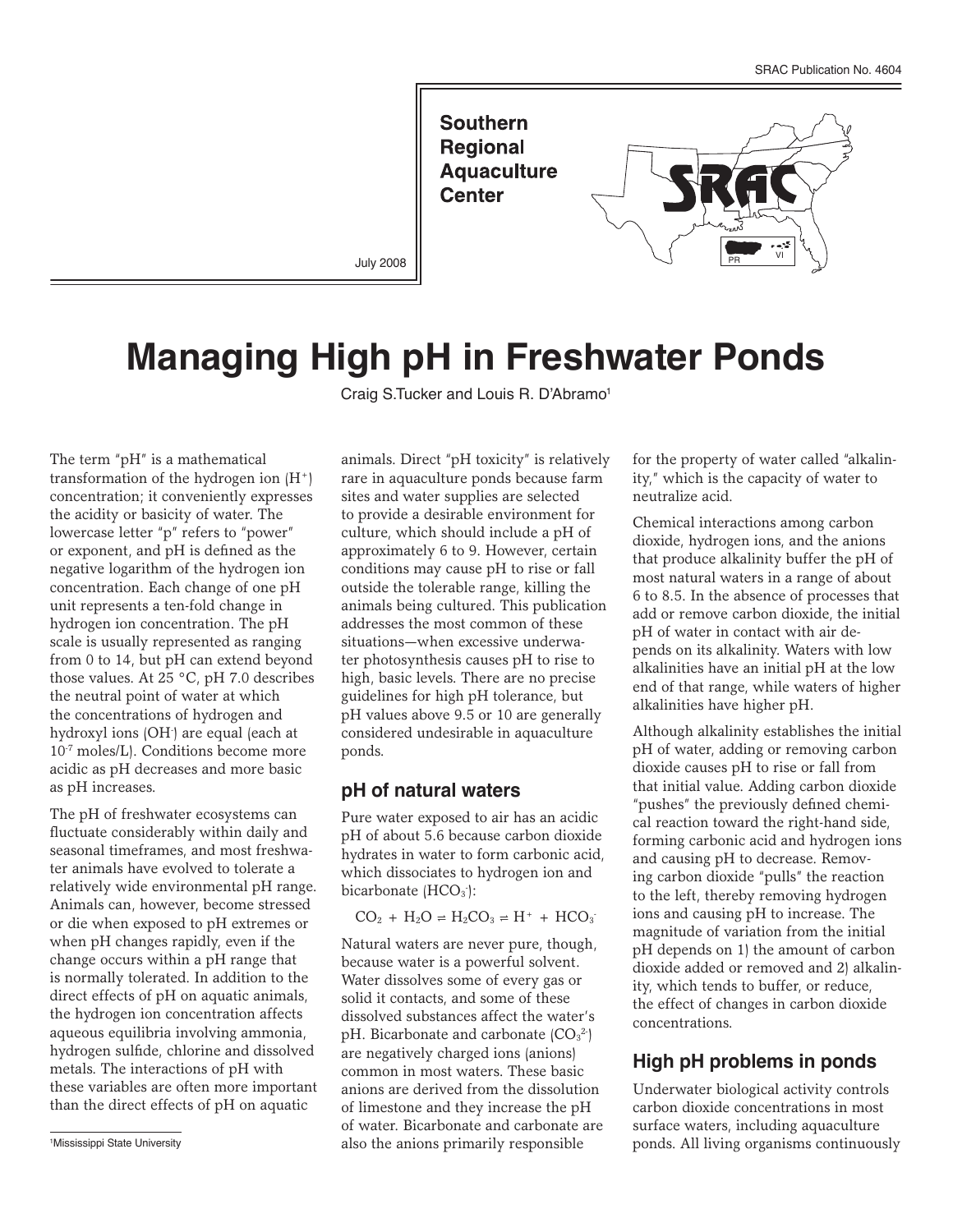SRAC Publication No. 4604

**Southern Regional Aquaculture Center**

July 2008

# Managing High pH in Freshwater Ponds

Craig S.Tucker and Louis R. D'Abramo[1]

The term "pH" is a mathematical transformation of the hydrogen ion ($H^+$) concentration; it conveniently expresses the acidity or basicity of water. The lowercase letter "p" refers to "power" or exponent, and pH is defined as the negative logarithm of the hydrogen ion concentration. Each change of one pH unit represents a ten-fold change in hydrogen ion concentration. The pH scale is usually represented as ranging from 0 to 14, but pH can extend beyond those values. At 25 °C, pH 7.0 describes the neutral point of water at which the concentrations of hydrogen and hydroxyl ions ($OH^-$) are equal (each at $10^{-7}$ moles/L). Conditions become more acidic as pH decreases and more basic as pH increases.

The pH of freshwater ecosystems can fluctuate considerably within daily and seasonal timeframes, and most freshwater animals have evolved to tolerate a relatively wide environmental pH range. Animals can, however, become stressed or die when exposed to pH extremes or when pH changes rapidly, even if the change occurs within a pH range that is normally tolerated. In addition to the direct effects of pH on aquatic animals, the hydrogen ion concentration affects aqueous equilibria involving ammonia, hydrogen sulfide, chlorine and dissolved metals. The interactions of pH with these variables are often more important than the direct effects of pH on aquatic animals. Direct "pH toxicity" is relatively rare in aquaculture ponds because farm sites and water supplies are selected to provide a desirable environment for culture, which should include a pH of approximately 6 to 9. However, certain conditions may cause pH to rise or fall outside the tolerable range, killing the animals being cultured. This publication addresses the most common of these situations—when excessive underwater photosynthesis causes pH to rise to high, basic levels. There are no precise guidelines for high pH tolerance, but pH values above 9.5 or 10 are generally considered undesirable in aquaculture ponds.

## pH of natural waters

Pure water exposed to air has an acidic pH of about 5.6 because carbon dioxide hydrates in water to form carbonic acid, which dissociates to hydrogen ion and bicarbonate ($HCO_3^-$):

$$CO_2 + H_2O \rightleftharpoons H_2CO_3 \rightleftharpoons H^+ + HCO_3^-$$

Natural waters are never pure, though, because water is a powerful solvent. Water dissolves some of every gas or solid it contacts, and some of these dissolved substances affect the water's pH. Bicarbonate and carbonate ($CO_3^{2-}$) are negatively charged ions (anions) common in most waters. These basic anions are derived from the dissolution of limestone and they increase the pH of water. Bicarbonate and carbonate are also the anions primarily responsible for the property of water called "alkalinity," which is the capacity of water to neutralize acid.

Chemical interactions among carbon dioxide, hydrogen ions, and the anions that produce alkalinity buffer the pH of most natural waters in a range of about 6 to 8.5. In the absence of processes that add or remove carbon dioxide, the initial pH of water in contact with air depends on its alkalinity. Waters with low alkalinities have an initial pH at the low end of that range, while waters of higher alkalinities have higher pH.

Although alkalinity establishes the initial pH of water, adding or removing carbon dioxide causes pH to rise or fall from that initial value. Adding carbon dioxide "pushes" the previously defined chemical reaction toward the right-hand side, forming carbonic acid and hydrogen ions and causing pH to decrease. Removing carbon dioxide "pulls" the reaction to the left, thereby removing hydrogen ions and causing pH to increase. The magnitude of variation from the initial pH depends on 1) the amount of carbon dioxide added or removed and 2) alkalinity, which tends to buffer, or reduce, the effect of changes in carbon dioxide concentrations.

## High pH problems in ponds

Underwater biological activity controls carbon dioxide concentrations in most surface waters, including aquaculture ponds. All living organisms continuously

[1]Mississippi State University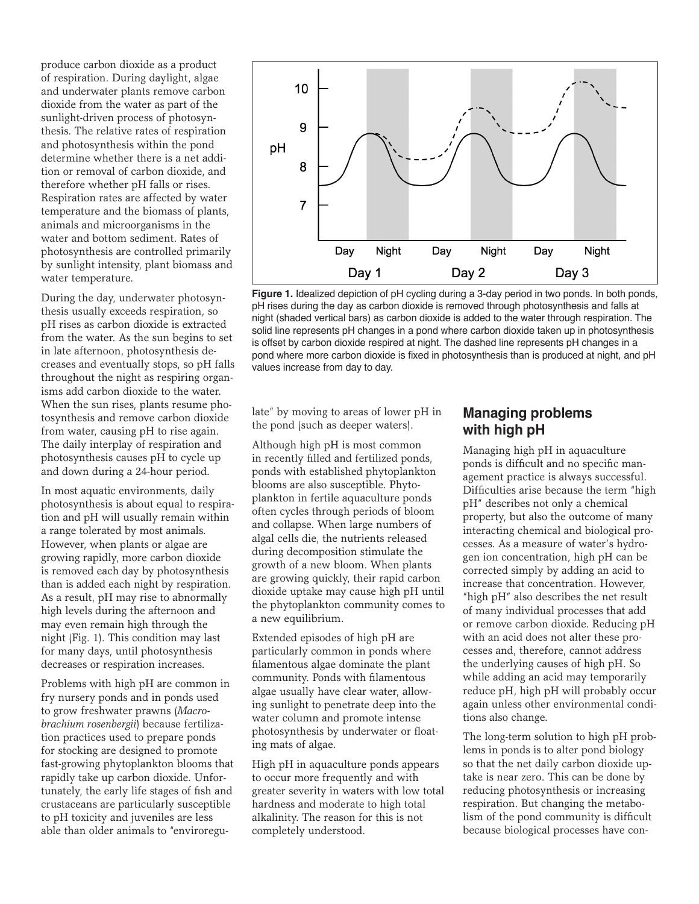produce carbon dioxide as a product of respiration. During daylight, algae and underwater plants remove carbon dioxide from the water as part of the sunlight-driven process of photosynthesis. The relative rates of respiration and photosynthesis within the pond determine whether there is a net addition or removal of carbon dioxide, and therefore whether pH falls or rises. Respiration rates are affected by water temperature and the biomass of plants, animals and microorganisms in the water and bottom sediment. Rates of photosynthesis are controlled primarily by sunlight intensity, plant biomass and water temperature.

During the day, underwater photosynthesis usually exceeds respiration, so pH rises as carbon dioxide is extracted from the water. As the sun begins to set in late afternoon, photosynthesis decreases and eventually stops, so pH falls throughout the night as respiring organisms add carbon dioxide to the water. When the sun rises, plants resume photosynthesis and remove carbon dioxide from water, causing pH to rise again. The daily interplay of respiration and photosynthesis causes pH to cycle up and down during a 24-hour period.

In most aquatic environments, daily photosynthesis is about equal to respiration and pH will usually remain within a range tolerated by most animals. However, when plants or algae are growing rapidly, more carbon dioxide is removed each day by photosynthesis than is added each night by respiration. As a result, pH may rise to abnormally high levels during the afternoon and may even remain high through the night (Fig. 1). This condition may last for many days, until photosynthesis decreases or respiration increases.

Problems with high pH are common in fry nursery ponds and in ponds used to grow freshwater prawns (*Macrobrachium rosenbergii*) because fertilization practices used to prepare ponds for stocking are designed to promote fast-growing phytoplankton blooms that rapidly take up carbon dioxide. Unfortunately, the early life stages of fish and crustaceans are particularly susceptible to pH toxicity and juveniles are less able than older animals to "enviroregulate" by moving to areas of lower pH in the pond (such as deeper waters).

**Figure 1.** Idealized depiction of pH cycling during a 3-day period in two ponds. In both ponds, pH rises during the day as carbon dioxide is removed through photosynthesis and falls at night (shaded vertical bars) as carbon dioxide is added to the water through respiration. The solid line represents pH changes in a pond where carbon dioxide taken up in photosynthesis is offset by carbon dioxide respired at night. The dashed line represents pH changes in a pond where more carbon dioxide is fixed in photosynthesis than is produced at night, and pH values increase from day to day.

Although high pH is most common in recently filled and fertilized ponds, ponds with established phytoplankton blooms are also susceptible. Phytoplankton in fertile aquaculture ponds often cycles through periods of bloom and collapse. When large numbers of algal cells die, the nutrients released during decomposition stimulate the growth of a new bloom. When plants are growing quickly, their rapid carbon dioxide uptake may cause high pH until the phytoplankton community comes to a new equilibrium.

Extended episodes of high pH are particularly common in ponds where filamentous algae dominate the plant community. Ponds with filamentous algae usually have clear water, allowing sunlight to penetrate deep into the water column and promote intense photosynthesis by underwater or floating mats of algae.

High pH in aquaculture ponds appears to occur more frequently and with greater severity in waters with low total hardness and moderate to high total alkalinity. The reason for this is not completely understood.

## Managing problems with high pH

Managing high pH in aquaculture ponds is difficult and no specific management practice is always successful. Difficulties arise because the term "high pH" describes not only a chemical property, but also the outcome of many interacting chemical and biological processes. As a measure of water's hydrogen ion concentration, high pH can be corrected simply by adding an acid to increase that concentration. However, "high pH" also describes the net result of many individual processes that add or remove carbon dioxide. Reducing pH with an acid does not alter these processes and, therefore, cannot address the underlying causes of high pH. So while adding an acid may temporarily reduce pH, high pH will probably occur again unless other environmental conditions also change.

The long-term solution to high pH problems in ponds is to alter pond biology so that the net daily carbon dioxide uptake is near zero. This can be done by reducing photosynthesis or increasing respiration. But changing the metabolism of the pond community is difficult because biological processes have con-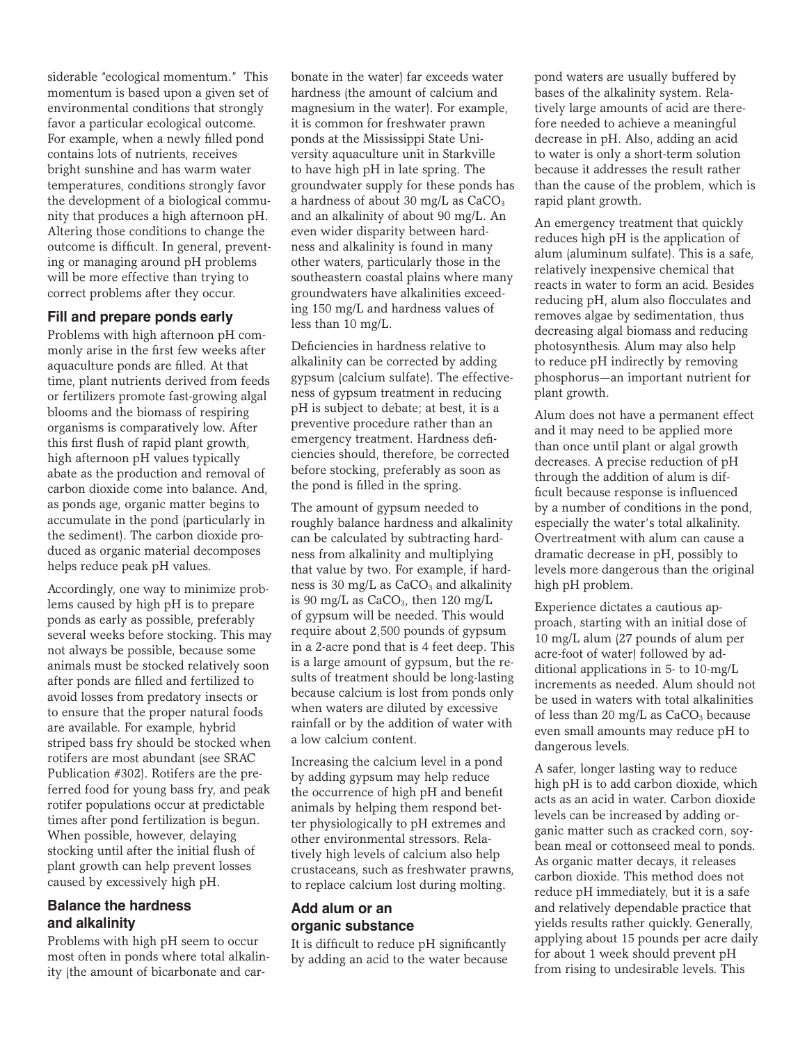siderable "ecological momentum." This momentum is based upon a given set of environmental conditions that strongly favor a particular ecological outcome. For example, when a newly filled pond contains lots of nutrients, receives bright sunshine and has warm water temperatures, conditions strongly favor the development of a biological community that produces a high afternoon pH. Altering those conditions to change the outcome is difficult. In general, preventing or managing around pH problems will be more effective than trying to correct problems after they occur.

### Fill and prepare ponds early

Problems with high afternoon pH commonly arise in the first few weeks after aquaculture ponds are filled. At that time, plant nutrients derived from feeds or fertilizers promote fast-growing algal blooms and the biomass of respiring organisms is comparatively low. After this first flush of rapid plant growth, high afternoon pH values typically abate as the production and removal of carbon dioxide come into balance. And, as ponds age, organic matter begins to accumulate in the pond (particularly in the sediment). The carbon dioxide produced as organic material decomposes helps reduce peak pH values.

Accordingly, one way to minimize problems caused by high pH is to prepare ponds as early as possible, preferably several weeks before stocking. This may not always be possible, because some animals must be stocked relatively soon after ponds are filled and fertilized to avoid losses from predatory insects or to ensure that the proper natural foods are available. For example, hybrid striped bass fry should be stocked when rotifers are most abundant (see SRAC Publication #302). Rotifers are the preferred food for young bass fry, and peak rotifer populations occur at predictable times after pond fertilization is begun. When possible, however, delaying stocking until after the initial flush of plant growth can help prevent losses caused by excessively high pH.

### Balance the hardness and alkalinity

Problems with high pH seem to occur most often in ponds where total alkalinity (the amount of bicarbonate and carbonate in the water) far exceeds water hardness (the amount of calcium and magnesium in the water). For example, it is common for freshwater prawn ponds at the Mississippi State University aquaculture unit in Starkville to have high pH in late spring. The groundwater supply for these ponds has a hardness of about 30 mg/L as $CaCO_3$ and an alkalinity of about 90 mg/L. An even wider disparity between hardness and alkalinity is found in many other waters, particularly those in the southeastern coastal plains where many groundwaters have alkalinities exceeding 150 mg/L and hardness values of less than 10 mg/L.

Deficiencies in hardness relative to alkalinity can be corrected by adding gypsum (calcium sulfate). The effectiveness of gypsum treatment in reducing pH is subject to debate; at best, it is a preventive procedure rather than an emergency treatment. Hardness deficiencies should, therefore, be corrected before stocking, preferably as soon as the pond is filled in the spring.

The amount of gypsum needed to roughly balance hardness and alkalinity can be calculated by subtracting hardness from alkalinity and multiplying that value by two. For example, if hardness is 30 mg/L as $CaCO_3$ and alkalinity is 90 mg/L as $CaCO_3$, then 120 mg/L of gypsum will be needed. This would require about 2,500 pounds of gypsum in a 2-acre pond that is 4 feet deep. This is a large amount of gypsum, but the results of treatment should be long-lasting because calcium is lost from ponds only when waters are diluted by excessive rainfall or by the addition of water with a low calcium content.

Increasing the calcium level in a pond by adding gypsum may help reduce the occurrence of high pH and benefit animals by helping them respond better physiologically to pH extremes and other environmental stressors. Relatively high levels of calcium also help crustaceans, such as freshwater prawns, to replace calcium lost during molting.

### Add alum or an organic substance

It is difficult to reduce pH significantly by adding an acid to the water because pond waters are usually buffered by bases of the alkalinity system. Relatively large amounts of acid are therefore needed to achieve a meaningful decrease in pH. Also, adding an acid to water is only a short-term solution because it addresses the result rather than the cause of the problem, which is rapid plant growth.

An emergency treatment that quickly reduces high pH is the application of alum (aluminum sulfate). This is a safe, relatively inexpensive chemical that reacts in water to form an acid. Besides reducing pH, alum also flocculates and removes algae by sedimentation, thus decreasing algal biomass and reducing photosynthesis. Alum may also help to reduce pH indirectly by removing phosphorus—an important nutrient for plant growth.

Alum does not have a permanent effect and it may need to be applied more than once until plant or algal growth decreases. A precise reduction of pH through the addition of alum is difficult because response is influenced by a number of conditions in the pond, especially the water's total alkalinity. Overtreatment with alum can cause a dramatic decrease in pH, possibly to levels more dangerous than the original high pH problem.

Experience dictates a cautious approach, starting with an initial dose of 10 mg/L alum (27 pounds of alum per acre-foot of water) followed by additional applications in 5- to 10-mg/L increments as needed. Alum should not be used in waters with total alkalinities of less than 20 mg/L as $CaCO_3$ because even small amounts may reduce pH to dangerous levels.

A safer, longer lasting way to reduce high pH is to add carbon dioxide, which acts as an acid in water. Carbon dioxide levels can be increased by adding organic matter such as cracked corn, soybean meal or cottonseed meal to ponds. As organic matter decays, it releases carbon dioxide. This method does not reduce pH immediately, but it is a safe and relatively dependable practice that yields results rather quickly. Generally, applying about 15 pounds per acre daily for about 1 week should prevent pH from rising to undesirable levels. This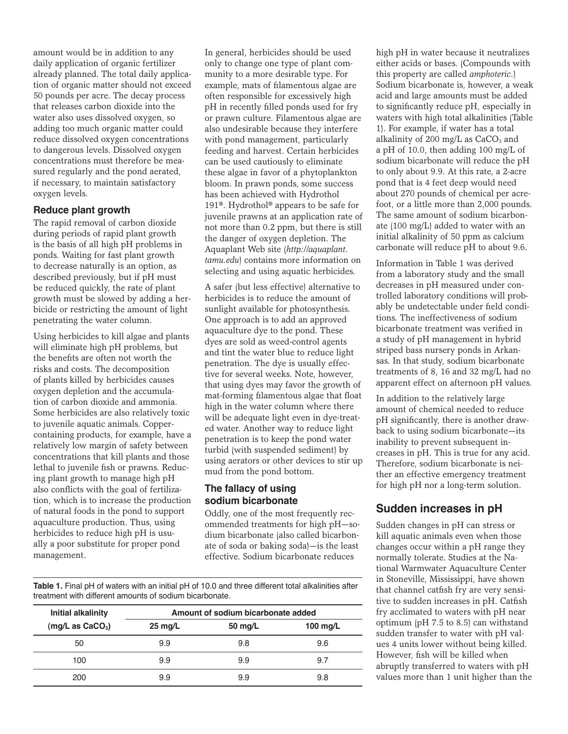amount would be in addition to any daily application of organic fertilizer already planned. The total daily application of organic matter should not exceed 50 pounds per acre. The decay process that releases carbon dioxide into the water also uses dissolved oxygen, so adding too much organic matter could reduce dissolved oxygen concentrations to dangerous levels. Dissolved oxygen concentrations must therefore be measured regularly and the pond aerated, if necessary, to maintain satisfactory oxygen levels.

### Reduce plant growth

The rapid removal of carbon dioxide during periods of rapid plant growth is the basis of all high pH problems in ponds. Waiting for fast plant growth to decrease naturally is an option, as described previously, but if pH must be reduced quickly, the rate of plant growth must be slowed by adding a herbicide or restricting the amount of light penetrating the water column.

Using herbicides to kill algae and plants will eliminate high pH problems, but the benefits are often not worth the risks and costs. The decomposition of plants killed by herbicides causes oxygen depletion and the accumulation of carbon dioxide and ammonia. Some herbicides are also relatively toxic to juvenile aquatic animals. Copper-containing products, for example, have a relatively low margin of safety between concentrations that kill plants and those lethal to juvenile fish or prawns. Reducing plant growth to manage high pH also conflicts with the goal of fertilization, which is to increase the production of natural foods in the pond to support aquaculture production. Thus, using herbicides to reduce high pH is usually a poor substitute for proper pond management.

In general, herbicides should be used only to change one type of plant community to a more desirable type. For example, mats of filamentous algae are often responsible for excessively high pH in recently filled ponds used for fry or prawn culture. Filamentous algae are also undesirable because they interfere with pond management, particularly feeding and harvest. Certain herbicides can be used cautiously to eliminate these algae in favor of a phytoplankton bloom. In prawn ponds, some success has been achieved with Hydrothol 191®. Hydrothol® appears to be safe for juvenile prawns at an application rate of not more than 0.2 ppm, but there is still the danger of oxygen depletion. The Aquaplant Web site (*http://aquaplant.tamu.edu*) contains more information on selecting and using aquatic herbicides.

A safer (but less effective) alternative to herbicides is to reduce the amount of sunlight available for photosynthesis. One approach is to add an approved aquaculture dye to the pond. These dyes are sold as weed-control agents and tint the water blue to reduce light penetration. The dye is usually effective for several weeks. Note, however, that using dyes may favor the growth of mat-forming filamentous algae that float high in the water column where there will be adequate light even in dye-treated water. Another way to reduce light penetration is to keep the pond water turbid (with suspended sediment) by using aerators or other devices to stir up mud from the pond bottom.

### The fallacy of using sodium bicarbonate

Oddly, one of the most frequently recommended treatments for high pH—sodium bicarbonate (also called bicarbonate of soda or baking soda)—is the least effective. Sodium bicarbonate reduces high pH in water because it neutralizes either acids or bases. (Compounds with this property are called *amphoteric*.) Sodium bicarbonate is, however, a weak acid and large amounts must be added to significantly reduce pH, especially in waters with high total alkalinities (Table 1). For example, if water has a total alkalinity of 200 mg/L as $CaCO_3$ and a pH of 10.0, then adding 100 mg/L of sodium bicarbonate will reduce the pH to only about 9.9. At this rate, a 2-acre pond that is 4 feet deep would need about 270 pounds of chemical per acre-foot, or a little more than 2,000 pounds. The same amount of sodium bicarbonate (100 mg/L) added to water with an initial alkalinity of 50 ppm as calcium carbonate will reduce pH to about 9.6.

Information in Table 1 was derived from a laboratory study and the small decreases in pH measured under controlled laboratory conditions will probably be undetectable under field conditions. The ineffectiveness of sodium bicarbonate treatment was verified in a study of pH management in hybrid striped bass nursery ponds in Arkansas. In that study, sodium bicarbonate treatments of 8, 16 and 32 mg/L had no apparent effect on afternoon pH values.

In addition to the relatively large amount of chemical needed to reduce pH significantly, there is another drawback to using sodium bicarbonate—its inability to prevent subsequent increases in pH. This is true for any acid. Therefore, sodium bicarbonate is neither an effective emergency treatment for high pH nor a long-term solution.

**Table 1.** Final pH of waters with an initial pH of 10.0 and three different total alkalinities after treatment with different amounts of sodium bicarbonate.

| Initial alkalinity (mg/L as $CaCO_3$) | Amount of sodium bicarbonate added | | |
|---|---|---|---|
| | 25 mg/L | 50 mg/L | 100 mg/L |
| 50 | 9.9 | 9.8 | 9.6 |
| 100 | 9.9 | 9.9 | 9.7 |
| 200 | 9.9 | 9.9 | 9.8 |

## Sudden increases in pH

Sudden changes in pH can stress or kill aquatic animals even when those changes occur within a pH range they normally tolerate. Studies at the National Warmwater Aquaculture Center in Stoneville, Mississippi, have shown that channel catfish fry are very sensitive to sudden increases in pH. Catfish fry acclimated to waters with pH near optimum (pH 7.5 to 8.5) can withstand sudden transfer to water with pH values 4 units lower without being killed. However, fish will be killed when abruptly transferred to waters with pH values more than 1 unit higher than the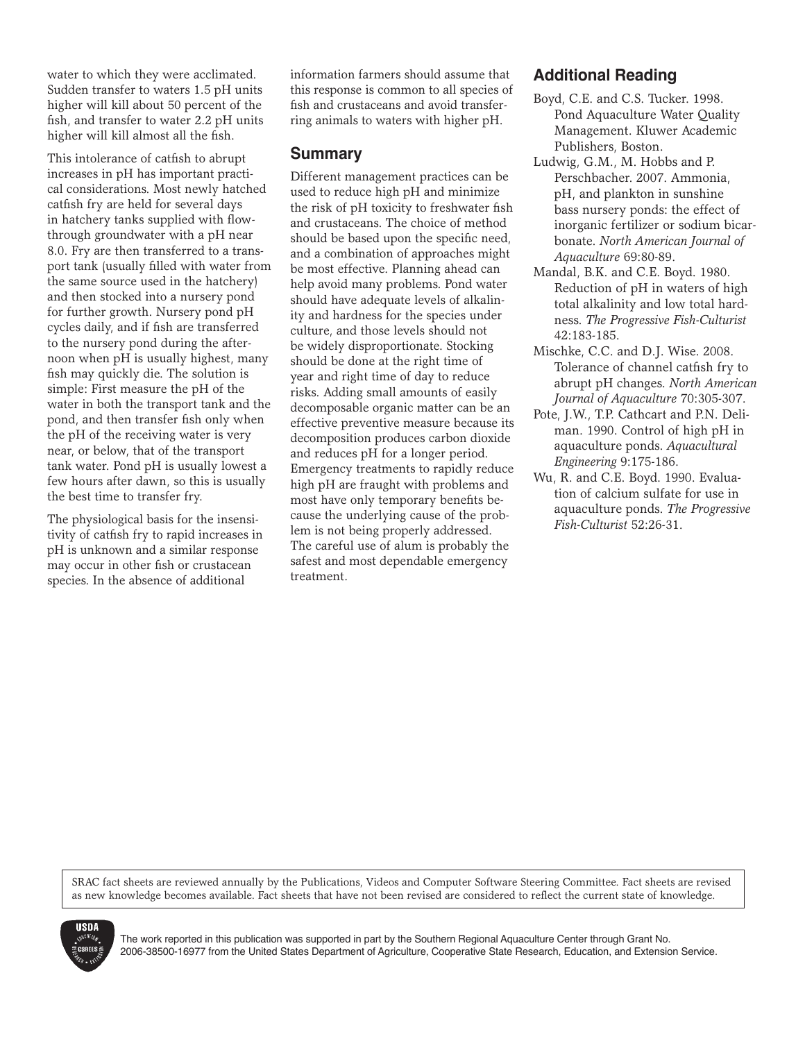water to which they were acclimated. Sudden transfer to waters 1.5 pH units higher will kill about 50 percent of the fish, and transfer to water 2.2 pH units higher will kill almost all the fish.

This intolerance of catfish to abrupt increases in pH has important practical considerations. Most newly hatched catfish fry are held for several days in hatchery tanks supplied with flow-through groundwater with a pH near 8.0. Fry are then transferred to a transport tank (usually filled with water from the same source used in the hatchery) and then stocked into a nursery pond for further growth. Nursery pond pH cycles daily, and if fish are transferred to the nursery pond during the afternoon when pH is usually highest, many fish may quickly die. The solution is simple: First measure the pH of the water in both the transport tank and the pond, and then transfer fish only when the pH of the receiving water is very near, or below, that of the transport tank water. Pond pH is usually lowest a few hours after dawn, so this is usually the best time to transfer fry.

The physiological basis for the insensitivity of catfish fry to rapid increases in pH is unknown and a similar response may occur in other fish or crustacean species. In the absence of additional information farmers should assume that this response is common to all species of fish and crustaceans and avoid transferring animals to waters with higher pH.

## Summary

Different management practices can be used to reduce high pH and minimize the risk of pH toxicity to freshwater fish and crustaceans. The choice of method should be based upon the specific need, and a combination of approaches might be most effective. Planning ahead can help avoid many problems. Pond water should have adequate levels of alkalinity and hardness for the species under culture, and those levels should not be widely disproportionate. Stocking should be done at the right time of year and right time of day to reduce risks. Adding small amounts of easily decomposable organic matter can be an effective preventive measure because its decomposition produces carbon dioxide and reduces pH for a longer period. Emergency treatments to rapidly reduce high pH are fraught with problems and most have only temporary benefits because the underlying cause of the problem is not being properly addressed. The careful use of alum is probably the safest and most dependable emergency treatment.

## Additional Reading

Boyd, C.E. and C.S. Tucker. 1998. Pond Aquaculture Water Quality Management. Kluwer Academic Publishers, Boston.

Ludwig, G.M., M. Hobbs and P. Perschbacher. 2007. Ammonia, pH, and plankton in sunshine bass nursery ponds: the effect of inorganic fertilizer or sodium bicarbonate. *North American Journal of Aquaculture* 69:80-89.

Mandal, B.K. and C.E. Boyd. 1980. Reduction of pH in waters of high total alkalinity and low total hardness. *The Progressive Fish-Culturist* 42:183-185.

Mischke, C.C. and D.J. Wise. 2008. Tolerance of channel catfish fry to abrupt pH changes. *North American Journal of Aquaculture* 70:305-307.

Pote, J.W., T.P. Cathcart and P.N. Deliman. 1990. Control of high pH in aquaculture ponds. *Aquacultural Engineering* 9:175-186.

Wu, R. and C.E. Boyd. 1990. Evaluation of calcium sulfate for use in aquaculture ponds. *The Progressive Fish-Culturist* 52:26-31.

SRAC fact sheets are reviewed annually by the Publications, Videos and Computer Software Steering Committee. Fact sheets are revised as new knowledge becomes available. Fact sheets that have not been revised are considered to reflect the current state of knowledge.

The work reported in this publication was supported in part by the Southern Regional Aquaculture Center through Grant No. 2006-38500-16977 from the United States Department of Agriculture, Cooperative State Research, Education, and Extension Service.